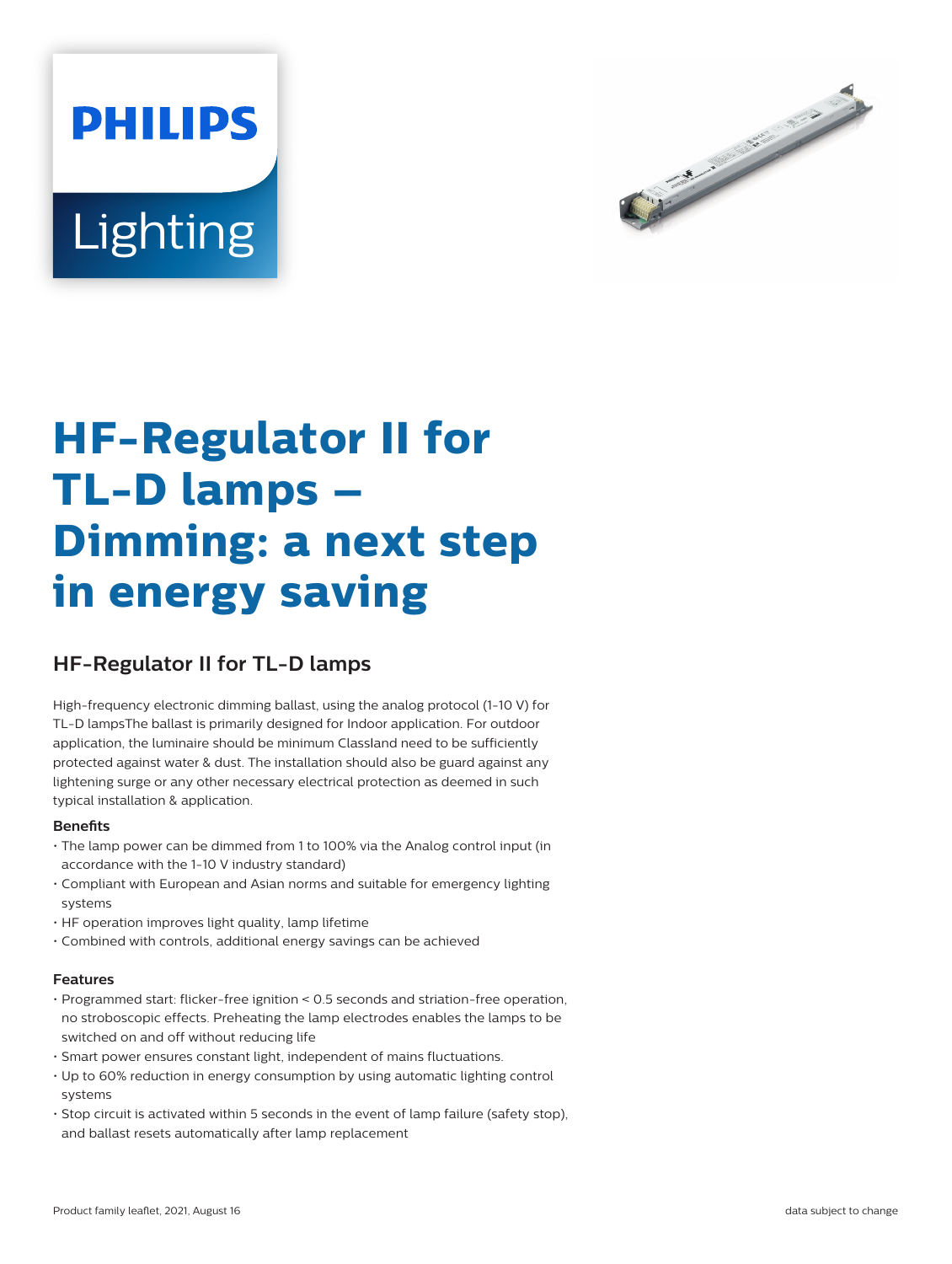PHILIPS

Lighting

# HF-Regulator II for TL-D lamps – Dimming: a next step in energy saving

## HF-Regulator II for TL-D lamps

High-frequency electronic dimming ballast, using the analog protocol (1-10 V) for TL-D lampsThe ballast is primarily designed for Indoor application. For outdoor application, the luminaire should be minimum ClassIand need to be sufficiently protected against water & dust. The installation should also be guard against any lightening surge or any other necessary electrical protection as deemed in such typical installation & application.

### Benefits

- The lamp power can be dimmed from 1 to 100% via the Analog control input (in accordance with the 1-10 V industry standard)
- Compliant with European and Asian norms and suitable for emergency lighting systems
- HF operation improves light quality, lamp lifetime
- Combined with controls, additional energy savings can be achieved

### Features

- Programmed start: flicker-free ignition < 0.5 seconds and striation-free operation, no stroboscopic effects. Preheating the lamp electrodes enables the lamps to be switched on and off without reducing life
- Smart power ensures constant light, independent of mains fluctuations.
- Up to 60% reduction in energy consumption by using automatic lighting control systems
- Stop circuit is activated within 5 seconds in the event of lamp failure (safety stop), and ballast resets automatically after lamp replacement

Product family leaflet, 2021, August 16 data subject to change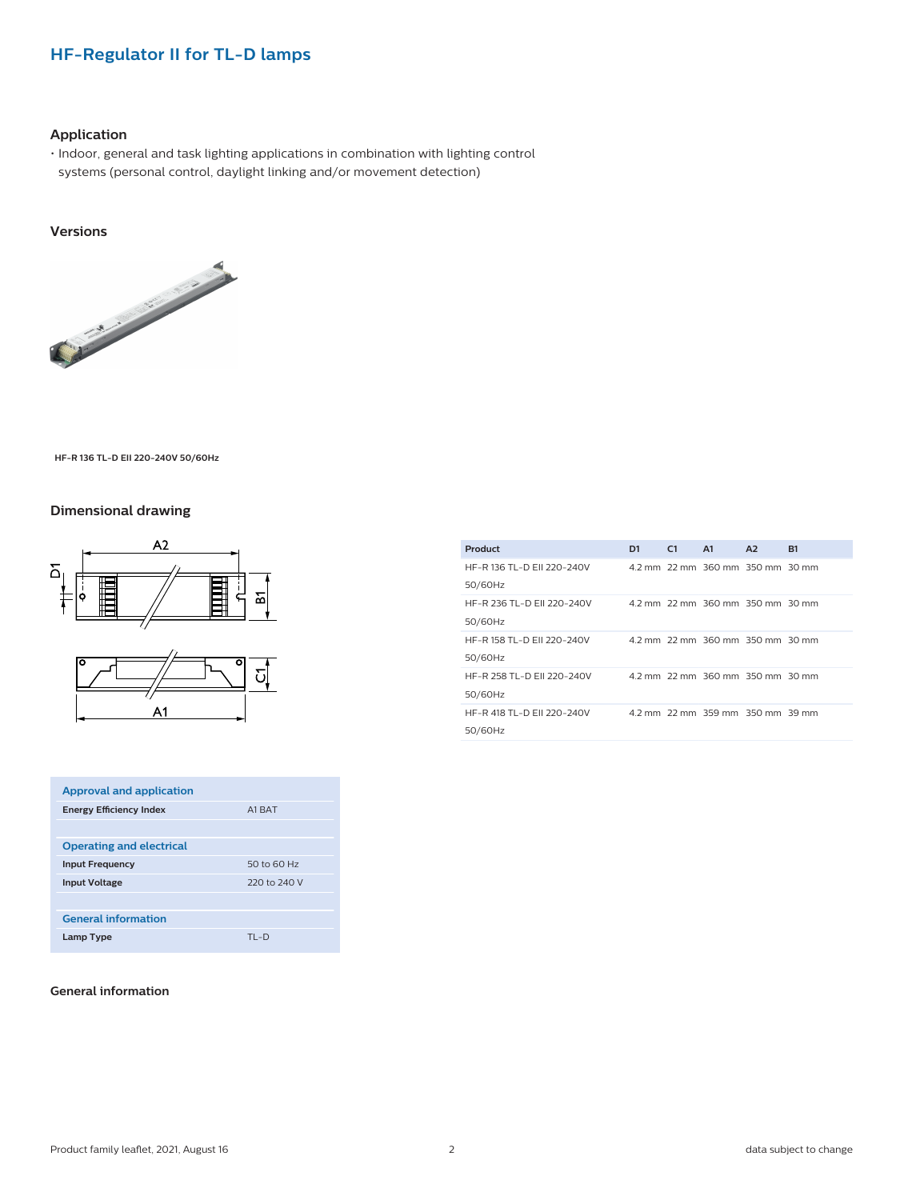## HF-Regulator II for TL-D lamps

### Application

- Indoor, general and task lighting applications in combination with lighting control systems (personal control, daylight linking and/or movement detection)

### Versions

HF-R 136 TL-D EII 220-240V 50/60Hz

### Dimensional drawing

| Product | D1 | C1 | A1 | A2 | B1 |
|---|---|---|---|---|---|
| HF-R 136 TL-D EII 220-240V 50/60Hz | 4.2 mm | 22 mm | 360 mm | 350 mm | 30 mm |
| HF-R 236 TL-D EII 220-240V 50/60Hz | 4.2 mm | 22 mm | 360 mm | 350 mm | 30 mm |
| HF-R 158 TL-D EII 220-240V 50/60Hz | 4.2 mm | 22 mm | 360 mm | 350 mm | 30 mm |
| HF-R 258 TL-D EII 220-240V 50/60Hz | 4.2 mm | 22 mm | 360 mm | 350 mm | 30 mm |
| HF-R 418 TL-D EII 220-240V 50/60Hz | 4.2 mm | 22 mm | 359 mm | 350 mm | 39 mm |

| Approval and application | |
|---|---|
| Energy Efficiency Index | A1 BAT |
| **Operating and electrical** | |
| Input Frequency | 50 to 60 Hz |
| Input Voltage | 220 to 240 V |
| **General information** | |
| Lamp Type | TL-D |

### General information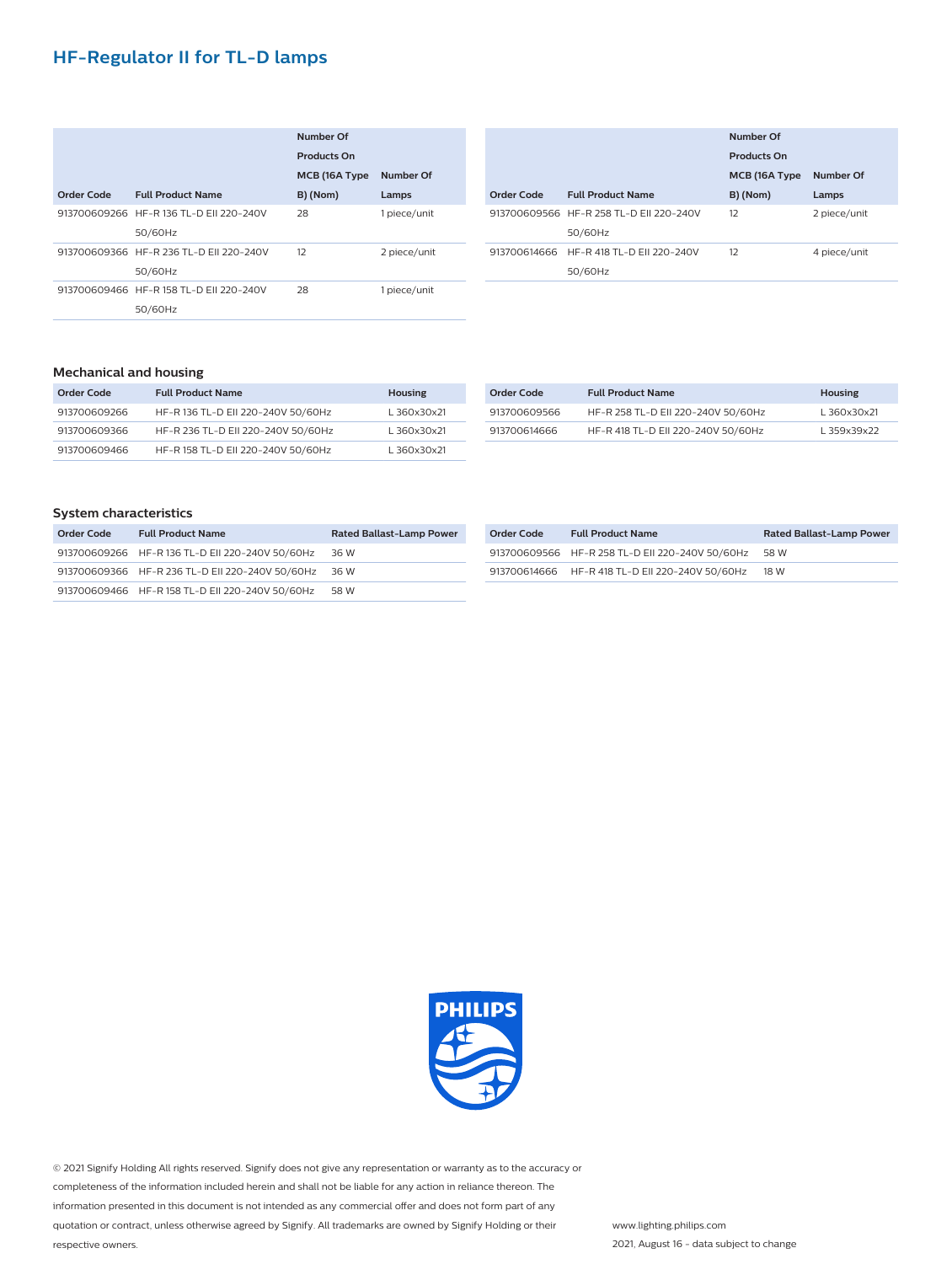## HF-Regulator II for TL-D lamps

| Order Code | Full Product Name | Number Of Products On MCB (16A Type B) (Nom) | Number Of Lamps |
|---|---|---|---|
| 913700609266 | HF-R 136 TL-D EII 220-240V 50/60Hz | 28 | 1 piece/unit |
| 913700609366 | HF-R 236 TL-D EII 220-240V 50/60Hz | 12 | 2 piece/unit |
| 913700609466 | HF-R 158 TL-D EII 220-240V 50/60Hz | 28 | 1 piece/unit |
| 913700609566 | HF-R 258 TL-D EII 220-240V 50/60Hz | 12 | 2 piece/unit |
| 913700614666 | HF-R 418 TL-D EII 220-240V 50/60Hz | 12 | 4 piece/unit |

### Mechanical and housing

| Order Code | Full Product Name | Housing |
|---|---|---|
| 913700609266 | HF-R 136 TL-D EII 220-240V 50/60Hz | L 360x30x21 |
| 913700609366 | HF-R 236 TL-D EII 220-240V 50/60Hz | L 360x30x21 |
| 913700609466 | HF-R 158 TL-D EII 220-240V 50/60Hz | L 360x30x21 |
| 913700609566 | HF-R 258 TL-D EII 220-240V 50/60Hz | L 360x30x21 |
| 913700614666 | HF-R 418 TL-D EII 220-240V 50/60Hz | L 359x39x22 |

### System characteristics

| Order Code | Full Product Name | Rated Ballast-Lamp Power |
|---|---|---|
| 913700609266 | HF-R 136 TL-D EII 220-240V 50/60Hz | 36 W |
| 913700609366 | HF-R 236 TL-D EII 220-240V 50/60Hz | 36 W |
| 913700609466 | HF-R 158 TL-D EII 220-240V 50/60Hz | 58 W |
| 913700609566 | HF-R 258 TL-D EII 220-240V 50/60Hz | 58 W |
| 913700614666 | HF-R 418 TL-D EII 220-240V 50/60Hz | 18 W |

© 2021 Signify Holding All rights reserved. Signify does not give any representation or warranty as to the accuracy or completeness of the information included herein and shall not be liable for any action in reliance thereon. The information presented in this document is not intended as any commercial offer and does not form part of any quotation or contract, unless otherwise agreed by Signify. All trademarks are owned by Signify Holding or their respective owners.

www.lighting.philips.com

2021, August 16 - data subject to change